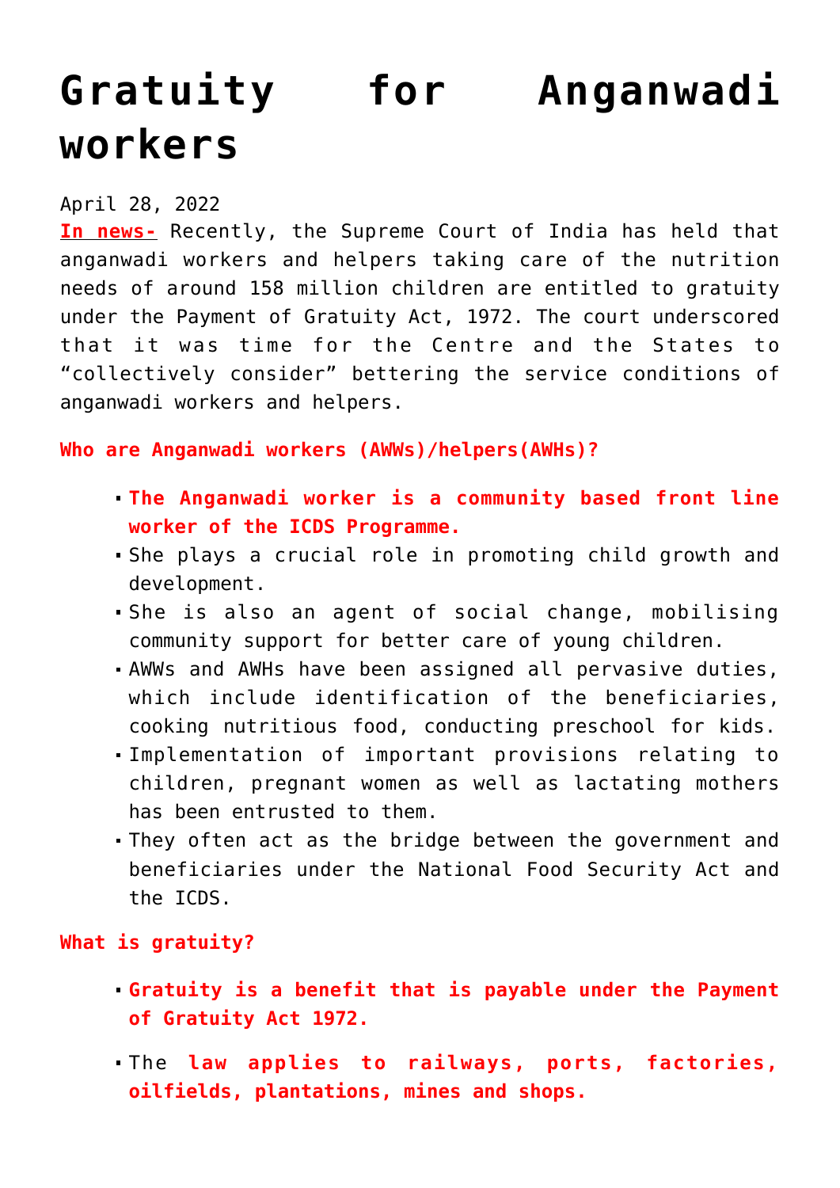# Gratuity for Anganwadi workers

April 28, 2022

**In news-** Recently, the Supreme Court of India has held that anganwadi workers and helpers taking care of the nutrition needs of around 158 million children are entitled to gratuity under the Payment of Gratuity Act, 1972. The court underscored that it was time for the Centre and the States to "collectively consider" bettering the service conditions of anganwadi workers and helpers.

**Who are Anganwadi workers (AWWs)/helpers(AWHs)?**

- **The Anganwadi worker is a community based front line worker of the ICDS Programme.**
- She plays a crucial role in promoting child growth and development.
- She is also an agent of social change, mobilising community support for better care of young children.
- AWWs and AWHs have been assigned all pervasive duties, which include identification of the beneficiaries, cooking nutritious food, conducting preschool for kids.
- Implementation of important provisions relating to children, pregnant women as well as lactating mothers has been entrusted to them.
- They often act as the bridge between the government and beneficiaries under the National Food Security Act and the ICDS.

**What is gratuity?**

- **Gratuity is a benefit that is payable under the Payment of Gratuity Act 1972.**
- The **law applies to railways, ports, factories, oilfields, plantations, mines and shops.**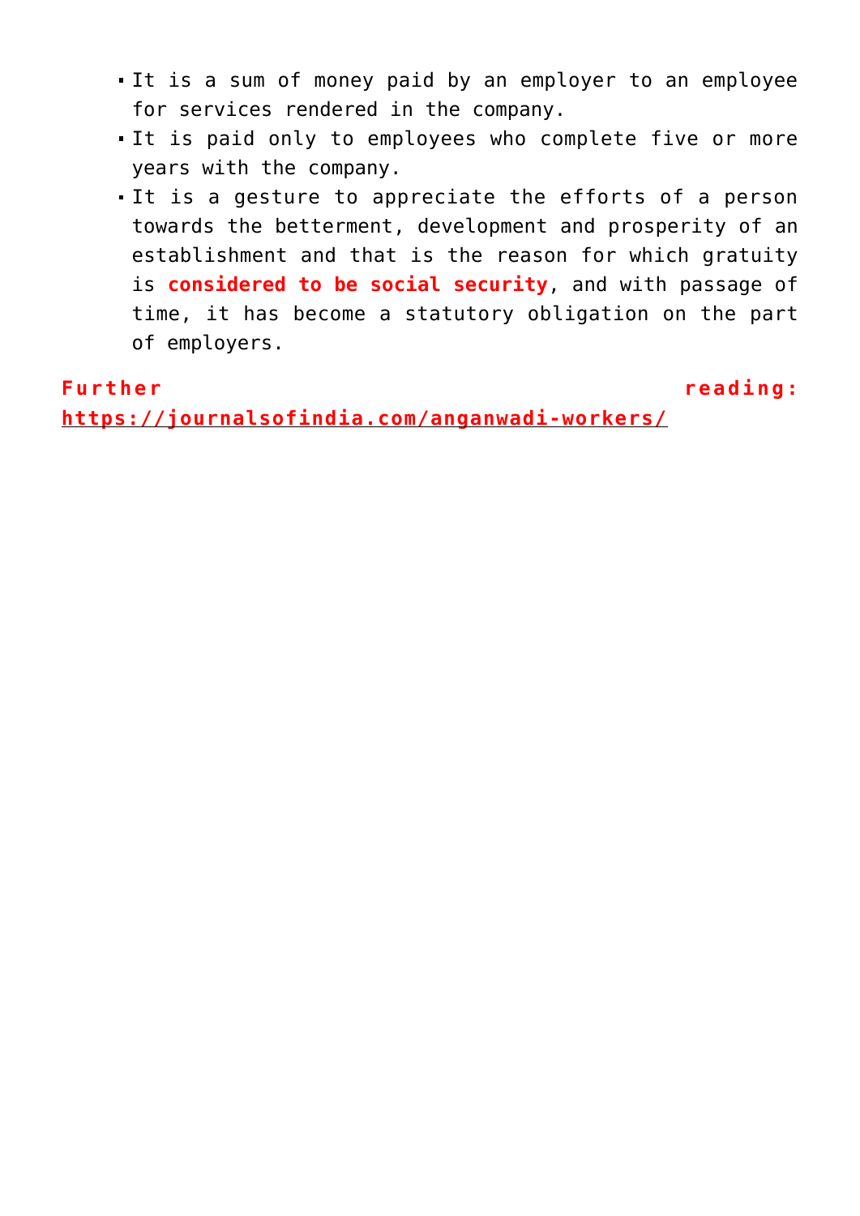- It is a sum of money paid by an employer to an employee for services rendered in the company.
- It is paid only to employees who complete five or more years with the company.
- It is a gesture to appreciate the efforts of a person towards the betterment, development and prosperity of an establishment and that is the reason for which gratuity is **considered to be social security**, and with passage of time, it has become a statutory obligation on the part of employers.

**Further reading: https://journalsofindia.com/anganwadi-workers/**